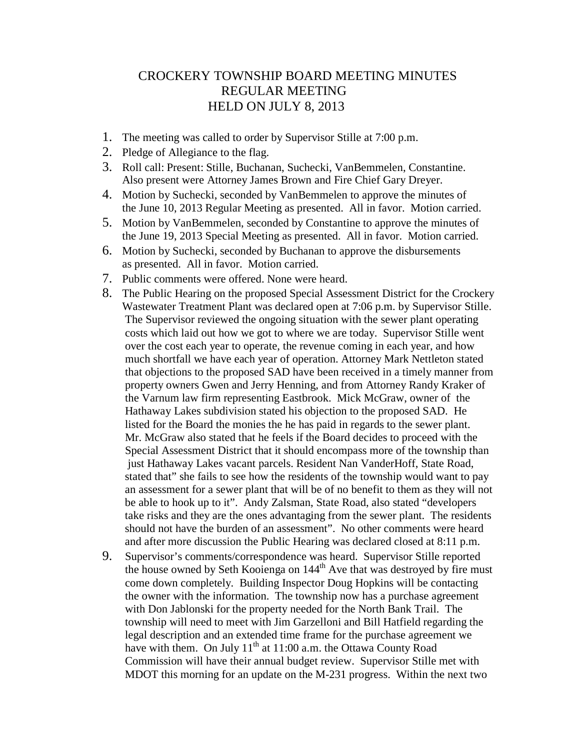# CROCKERY TOWNSHIP BOARD MEETING MINUTES
## REGULAR MEETING
## HELD ON JULY 8, 2013

1. The meeting was called to order by Supervisor Stille at 7:00 p.m.
2. Pledge of Allegiance to the flag.
3. Roll call: Present: Stille, Buchanan, Suchecki, VanBemmelen, Constantine. Also present were Attorney James Brown and Fire Chief Gary Dreyer.
4. Motion by Suchecki, seconded by VanBemmelen to approve the minutes of the June 10, 2013 Regular Meeting as presented. All in favor. Motion carried.
5. Motion by VanBemmelen, seconded by Constantine to approve the minutes of the June 19, 2013 Special Meeting as presented. All in favor. Motion carried.
6. Motion by Suchecki, seconded by Buchanan to approve the disbursements as presented. All in favor. Motion carried.
7. Public comments were offered. None were heard.
8. The Public Hearing on the proposed Special Assessment District for the Crockery Wastewater Treatment Plant was declared open at 7:06 p.m. by Supervisor Stille. The Supervisor reviewed the ongoing situation with the sewer plant operating costs which laid out how we got to where we are today. Supervisor Stille went over the cost each year to operate, the revenue coming in each year, and how much shortfall we have each year of operation. Attorney Mark Nettleton stated that objections to the proposed SAD have been received in a timely manner from property owners Gwen and Jerry Henning, and from Attorney Randy Kraker of the Varnum law firm representing Eastbrook. Mick McGraw, owner of the Hathaway Lakes subdivision stated his objection to the proposed SAD. He listed for the Board the monies the he has paid in regards to the sewer plant. Mr. McGraw also stated that he feels if the Board decides to proceed with the Special Assessment District that it should encompass more of the township than just Hathaway Lakes vacant parcels. Resident Nan VanderHoff, State Road, stated that" she fails to see how the residents of the township would want to pay an assessment for a sewer plant that will be of no benefit to them as they will not be able to hook up to it". Andy Zalsman, State Road, also stated "developers take risks and they are the ones advantaging from the sewer plant. The residents should not have the burden of an assessment". No other comments were heard and after more discussion the Public Hearing was declared closed at 8:11 p.m.
9. Supervisor's comments/correspondence was heard. Supervisor Stille reported the house owned by Seth Kooienga on 144th Ave that was destroyed by fire must come down completely. Building Inspector Doug Hopkins will be contacting the owner with the information. The township now has a purchase agreement with Don Jablonski for the property needed for the North Bank Trail. The township will need to meet with Jim Garzelloni and Bill Hatfield regarding the legal description and an extended time frame for the purchase agreement we have with them. On July 11th at 11:00 a.m. the Ottawa County Road Commission will have their annual budget review. Supervisor Stille met with MDOT this morning for an update on the M-231 progress. Within the next two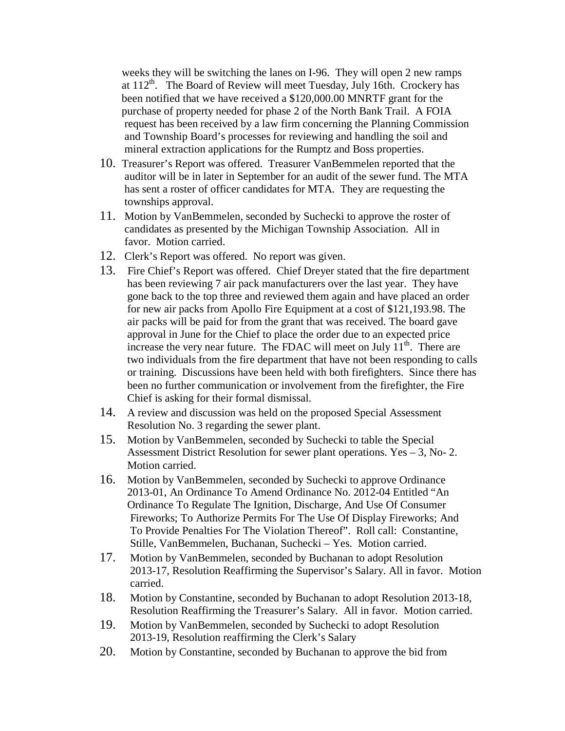weeks they will be switching the lanes on I-96. They will open 2 new ramps at 112th. The Board of Review will meet Tuesday, July 16th. Crockery has been notified that we have received a $120,000.00 MNRTF grant for the purchase of property needed for phase 2 of the North Bank Trail. A FOIA request has been received by a law firm concerning the Planning Commission and Township Board's processes for reviewing and handling the soil and mineral extraction applications for the Rumptz and Boss properties.

10. Treasurer's Report was offered. Treasurer VanBemmelen reported that the auditor will be in later in September for an audit of the sewer fund. The MTA has sent a roster of officer candidates for MTA. They are requesting the townships approval.
11. Motion by VanBemmelen, seconded by Suchecki to approve the roster of candidates as presented by the Michigan Township Association. All in favor. Motion carried.
12. Clerk's Report was offered. No report was given.
13. Fire Chief's Report was offered. Chief Dreyer stated that the fire department has been reviewing 7 air pack manufacturers over the last year. They have gone back to the top three and reviewed them again and have placed an order for new air packs from Apollo Fire Equipment at a cost of $121,193.98. The air packs will be paid for from the grant that was received. The board gave approval in June for the Chief to place the order due to an expected price increase the very near future. The FDAC will meet on July 11th. There are two individuals from the fire department that have not been responding to calls or training. Discussions have been held with both firefighters. Since there has been no further communication or involvement from the firefighter, the Fire Chief is asking for their formal dismissal.
14. A review and discussion was held on the proposed Special Assessment Resolution No. 3 regarding the sewer plant.
15. Motion by VanBemmelen, seconded by Suchecki to table the Special Assessment District Resolution for sewer plant operations. Yes – 3, No- 2. Motion carried.
16. Motion by VanBemmelen, seconded by Suchecki to approve Ordinance 2013-01, An Ordinance To Amend Ordinance No. 2012-04 Entitled "An Ordinance To Regulate The Ignition, Discharge, And Use Of Consumer Fireworks; To Authorize Permits For The Use Of Display Fireworks; And To Provide Penalties For The Violation Thereof". Roll call: Constantine, Stille, VanBemmelen, Buchanan, Suchecki – Yes. Motion carried.
17. Motion by VanBemmelen, seconded by Buchanan to adopt Resolution 2013-17, Resolution Reaffirming the Supervisor's Salary. All in favor. Motion carried.
18. Motion by Constantine, seconded by Buchanan to adopt Resolution 2013-18, Resolution Reaffirming the Treasurer's Salary. All in favor. Motion carried.
19. Motion by VanBemmelen, seconded by Suchecki to adopt Resolution 2013-19, Resolution reaffirming the Clerk's Salary
20. Motion by Constantine, seconded by Buchanan to approve the bid from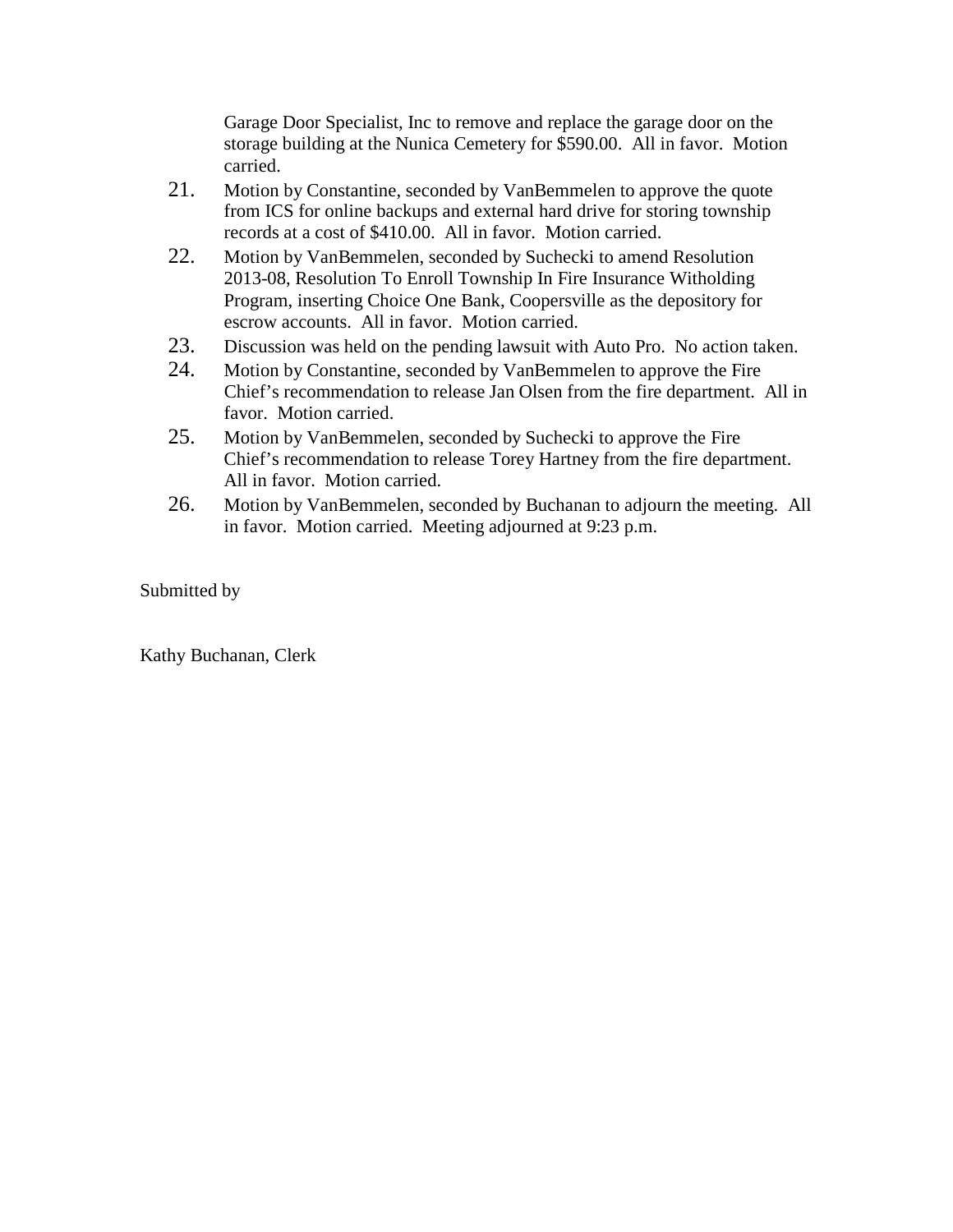Garage Door Specialist, Inc to remove and replace the garage door on the storage building at the Nunica Cemetery for $590.00. All in favor. Motion carried.

21. Motion by Constantine, seconded by VanBemmelen to approve the quote from ICS for online backups and external hard drive for storing township records at a cost of $410.00. All in favor. Motion carried.
22. Motion by VanBemmelen, seconded by Suchecki to amend Resolution 2013-08, Resolution To Enroll Township In Fire Insurance Witholding Program, inserting Choice One Bank, Coopersville as the depository for escrow accounts. All in favor. Motion carried.
23. Discussion was held on the pending lawsuit with Auto Pro. No action taken.
24. Motion by Constantine, seconded by VanBemmelen to approve the Fire Chief's recommendation to release Jan Olsen from the fire department. All in favor. Motion carried.
25. Motion by VanBemmelen, seconded by Suchecki to approve the Fire Chief's recommendation to release Torey Hartney from the fire department. All in favor. Motion carried.
26. Motion by VanBemmelen, seconded by Buchanan to adjourn the meeting. All in favor. Motion carried. Meeting adjourned at 9:23 p.m.

Submitted by

Kathy Buchanan, Clerk